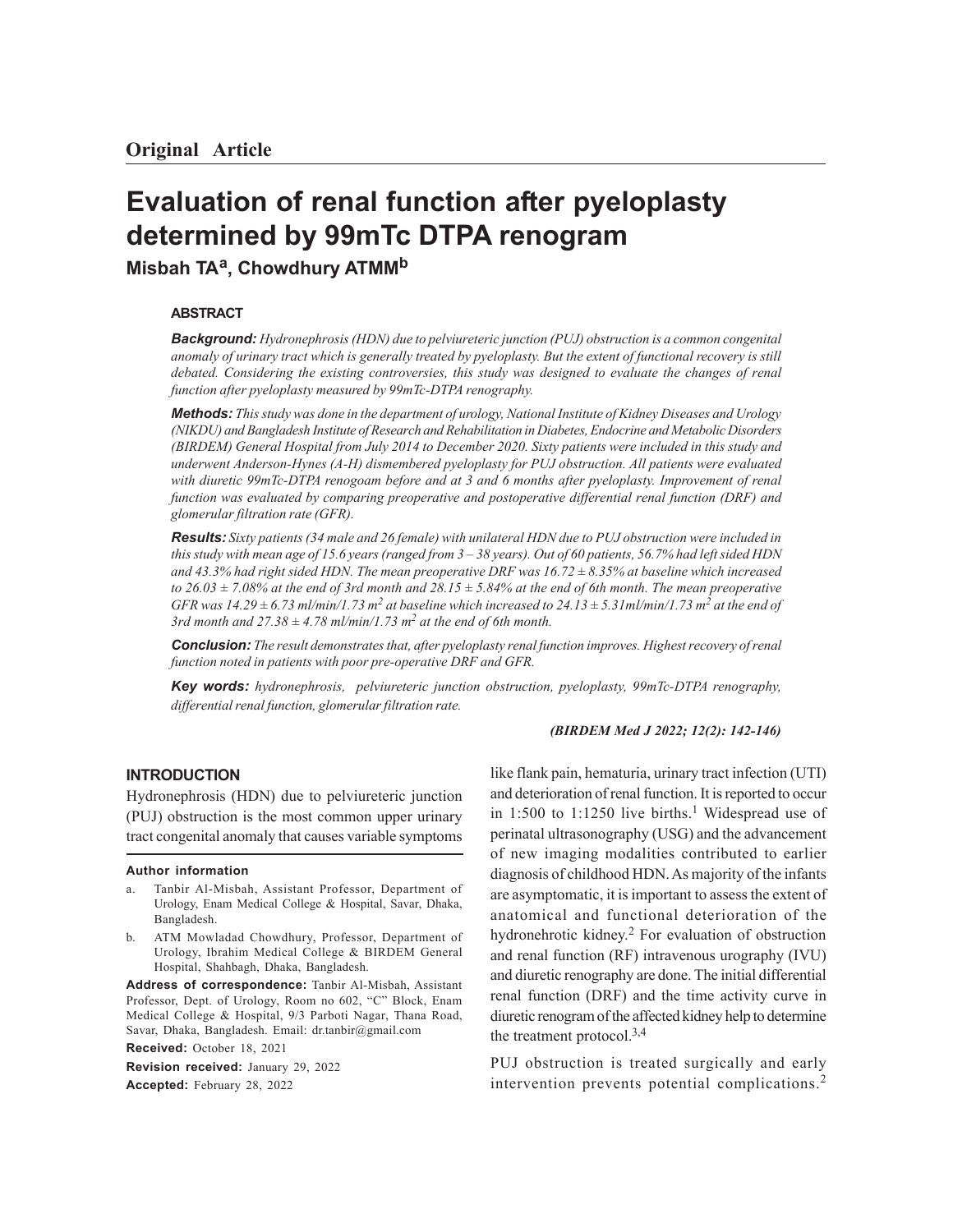## Original Article

# Evaluation of renal function after pyeloplasty determined by 99mTc DTPA renogram

**Misbah TA[a], Chowdhury ATMM[b]**

### ABSTRACT

***Background:*** *Hydronephrosis (HDN) due to pelviureteric junction (PUJ) obstruction is a common congenital anomaly of urinary tract which is generally treated by pyeloplasty. But the extent of functional recovery is still debated. Considering the existing controversies, this study was designed to evaluate the changes of renal function after pyeloplasty measured by 99mTc-DTPA renography.*

***Methods:*** *This study was done in the department of urology, National Institute of Kidney Diseases and Urology (NIKDU) and Bangladesh Institute of Research and Rehabilitation in Diabetes, Endocrine and Metabolic Disorders (BIRDEM) General Hospital from July 2014 to December 2020. Sixty patients were included in this study and underwent Anderson-Hynes (A-H) dismembered pyeloplasty for PUJ obstruction. All patients were evaluated with diuretic 99mTc-DTPA renogoam before and at 3 and 6 months after pyeloplasty. Improvement of renal function was evaluated by comparing preoperative and postoperative differential renal function (DRF) and glomerular filtration rate (GFR).*

***Results:*** *Sixty patients (34 male and 26 female) with unilateral HDN due to PUJ obstruction were included in this study with mean age of 15.6 years (ranged from 3 – 38 years). Out of 60 patients, 56.7% had left sided HDN and 43.3% had right sided HDN. The mean preoperative DRF was 16.72 ± 8.35% at baseline which increased to 26.03 ± 7.08% at the end of 3rd month and 28.15 ± 5.84% at the end of 6th month. The mean preoperative GFR was 14.29 ± 6.73 ml/min/1.73 $m^2$ at baseline which increased to 24.13 ± 5.31ml/min/1.73 $m^2$ at the end of 3rd month and 27.38 ± 4.78 ml/min/1.73 $m^2$ at the end of 6th month.*

***Conclusion:*** *The result demonstrates that, after pyeloplasty renal function improves. Highest recovery of renal function noted in patients with poor pre-operative DRF and GFR.*

***Key words:*** *hydronephrosis, pelviureteric junction obstruction, pyeloplasty, 99mTc-DTPA renography, differential renal function, glomerular filtration rate.*

***(BIRDEM Med J 2022; 12(2): 142-146)***

### INTRODUCTION

Hydronephrosis (HDN) due to pelviureteric junction (PUJ) obstruction is the most common upper urinary tract congenital anomaly that causes variable symptoms like flank pain, hematuria, urinary tract infection (UTI) and deterioration of renal function. It is reported to occur in 1:500 to 1:1250 live births.[1] Widespread use of perinatal ultrasonography (USG) and the advancement of new imaging modalities contributed to earlier diagnosis of childhood HDN. As majority of the infants are asymptomatic, it is important to assess the extent of anatomical and functional deterioration of the hydronehrotic kidney.[2] For evaluation of obstruction and renal function (RF) intravenous urography (IVU) and diuretic renography are done. The initial differential renal function (DRF) and the time activity curve in diuretic renogram of the affected kidney help to determine the treatment protocol.[3,4]

PUJ obstruction is treated surgically and early intervention prevents potential complications.[2]

**Author information**

a. Tanbir Al-Misbah, Assistant Professor, Department of Urology, Enam Medical College & Hospital, Savar, Dhaka, Bangladesh.

b. ATM Mowladad Chowdhury, Professor, Department of Urology, Ibrahim Medical College & BIRDEM General Hospital, Shahbagh, Dhaka, Bangladesh.

**Address of correspondence:** Tanbir Al-Misbah, Assistant Professor, Dept. of Urology, Room no 602, "C" Block, Enam Medical College & Hospital, 9/3 Parboti Nagar, Thana Road, Savar, Dhaka, Bangladesh. Email: dr.tanbir@gmail.com

**Received:** October 18, 2021

**Revision received:** January 29, 2022

**Accepted:** February 28, 2022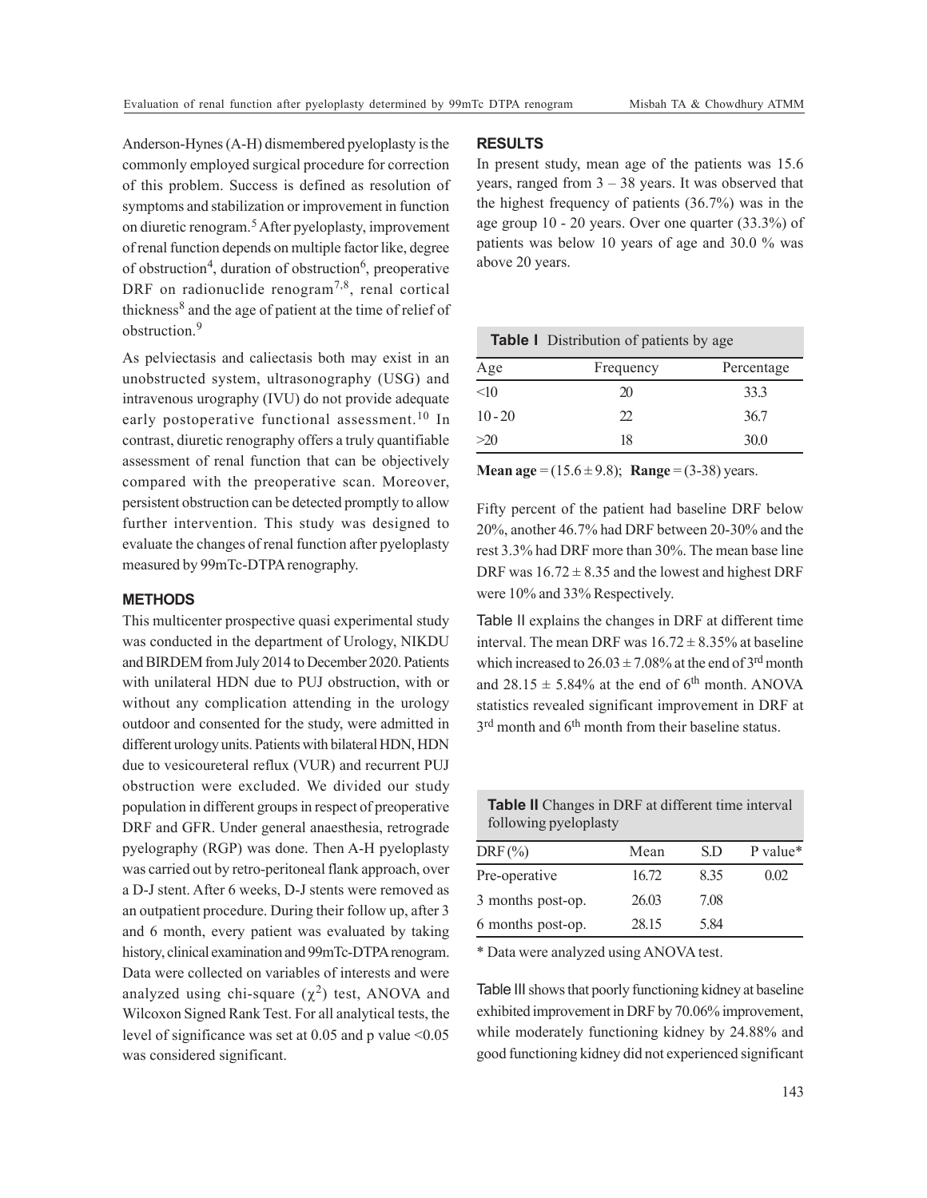Anderson-Hynes (A-H) dismembered pyeloplasty is the commonly employed surgical procedure for correction of this problem. Success is defined as resolution of symptoms and stabilization or improvement in function on diuretic renogram.[5] After pyeloplasty, improvement of renal function depends on multiple factor like, degree of obstruction[4], duration of obstruction[6], preoperative DRF on radionuclide renogram[7,8], renal cortical thickness[8] and the age of patient at the time of relief of obstruction.[9]

As pelviectasis and caliectasis both may exist in an unobstructed system, ultrasonography (USG) and intravenous urography (IVU) do not provide adequate early postoperative functional assessment.[10] In contrast, diuretic renography offers a truly quantifiable assessment of renal function that can be objectively compared with the preoperative scan. Moreover, persistent obstruction can be detected promptly to allow further intervention. This study was designed to evaluate the changes of renal function after pyeloplasty measured by 99mTc-DTPA renography.

## METHODS

This multicenter prospective quasi experimental study was conducted in the department of Urology, NIKDU and BIRDEM from July 2014 to December 2020. Patients with unilateral HDN due to PUJ obstruction, with or without any complication attending in the urology outdoor and consented for the study, were admitted in different urology units. Patients with bilateral HDN, HDN due to vesicoureteral reflux (VUR) and recurrent PUJ obstruction were excluded. We divided our study population in different groups in respect of preoperative DRF and GFR. Under general anaesthesia, retrograde pyelography (RGP) was done. Then A-H pyeloplasty was carried out by retro-peritoneal flank approach, over a D-J stent. After 6 weeks, D-J stents were removed as an outpatient procedure. During their follow up, after 3 and 6 month, every patient was evaluated by taking history, clinical examination and 99mTc-DTPA renogram. Data were collected on variables of interests and were analyzed using chi-square ($\chi^2$) test, ANOVA and Wilcoxon Signed Rank Test. For all analytical tests, the level of significance was set at 0.05 and p value <0.05 was considered significant.

## RESULTS

In present study, mean age of the patients was 15.6 years, ranged from 3 – 38 years. It was observed that the highest frequency of patients (36.7%) was in the age group 10 - 20 years. Over one quarter (33.3%) of patients was below 10 years of age and 30.0 % was above 20 years.

**Table I** Distribution of patients by age

| Age | Frequency | Percentage |
|---|---|---|
| <10 | 20 | 33.3 |
| 10 - 20 | 22 | 36.7 |
| >20 | 18 | 30.0 |

**Mean age** = (15.6 ± 9.8); **Range** = (3-38) years.

Fifty percent of the patient had baseline DRF below 20%, another 46.7% had DRF between 20-30% and the rest 3.3% had DRF more than 30%. The mean base line DRF was 16.72 ± 8.35 and the lowest and highest DRF were 10% and 33% Respectively.

Table II explains the changes in DRF at different time interval. The mean DRF was 16.72 ± 8.35% at baseline which increased to 26.03 ± 7.08% at the end of 3rd month and 28.15 ± 5.84% at the end of 6th month. ANOVA statistics revealed significant improvement in DRF at 3rd month and 6th month from their baseline status.

**Table II** Changes in DRF at different time interval following pyeloplasty

| DRF (%) | Mean | S.D | P value* |
|---|---|---|---|
| Pre-operative | 16.72 | 8.35 | 0.02 |
| 3 months post-op. | 26.03 | 7.08 | |
| 6 months post-op. | 28.15 | 5.84 | |

\* Data were analyzed using ANOVA test.

Table III shows that poorly functioning kidney at baseline exhibited improvement in DRF by 70.06% improvement, while moderately functioning kidney by 24.88% and good functioning kidney did not experienced significant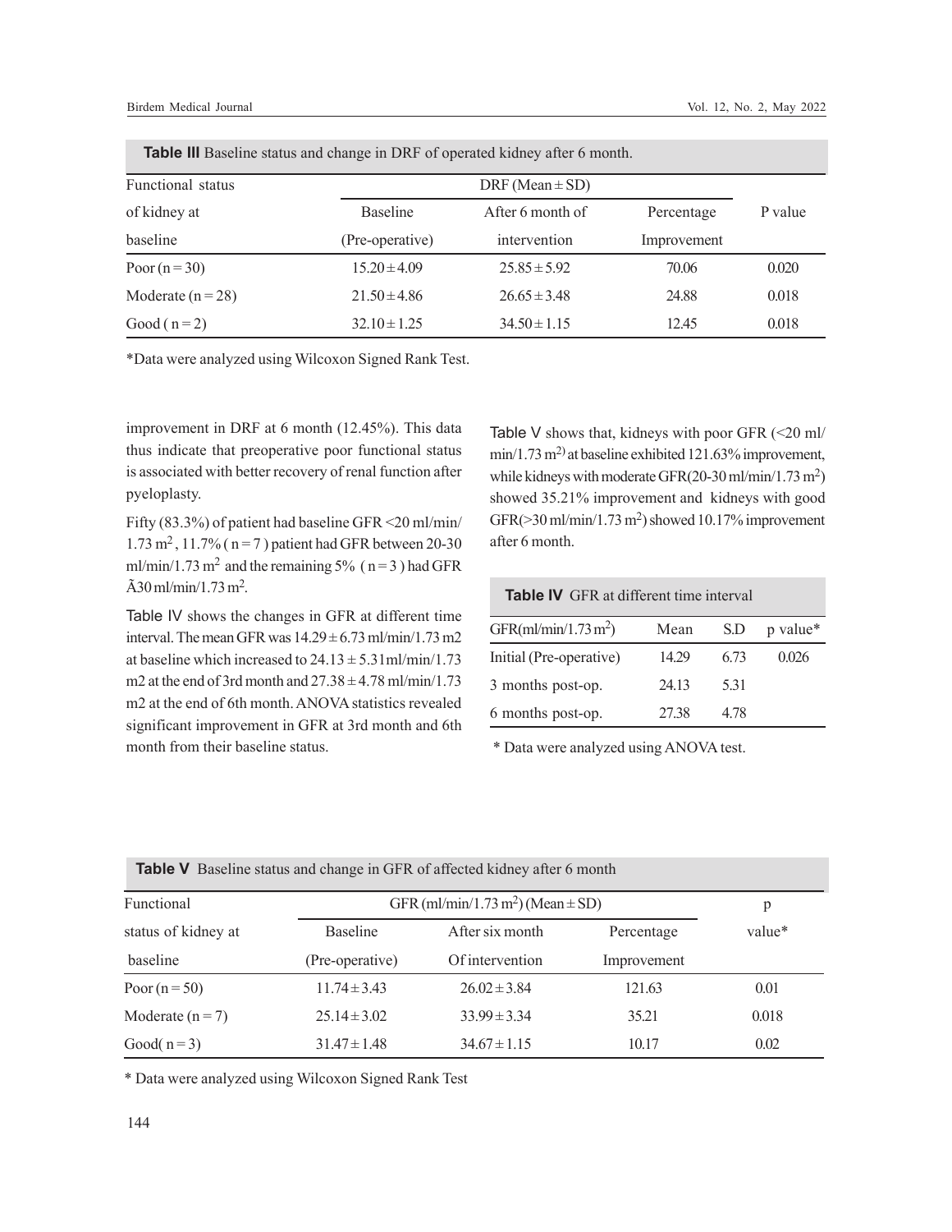**Table III** Baseline status and change in DRF of operated kidney after 6 month.

| Functional status of kidney at baseline | DRF (Mean ± SD) | | | P value |
|---|---|---|---|---|
| | Baseline (Pre-operative) | After 6 month of intervention | Percentage Improvement | |
| Poor (n = 30) | 15.20 ± 4.09 | 25.85 ± 5.92 | 70.06 | 0.020 |
| Moderate (n = 28) | 21.50 ± 4.86 | 26.65 ± 3.48 | 24.88 | 0.018 |
| Good ( n = 2) | 32.10 ± 1.25 | 34.50 ± 1.15 | 12.45 | 0.018 |

*Data were analyzed using Wilcoxon Signed Rank Test.

improvement in DRF at 6 month (12.45%). This data thus indicate that preoperative poor functional status is associated with better recovery of renal function after pyeloplasty.

Fifty (83.3%) of patient had baseline GFR <20 ml/min/ 1.73 $m^2$, 11.7% ( n = 7 ) patient had GFR between 20-30 ml/min/1.73 $m^2$ and the remaining 5% ( n = 3 ) had GFR Ã30 ml/min/1.73 $m^2$.

Table IV shows the changes in GFR at different time interval. The mean GFR was 14.29 ± 6.73 ml/min/1.73 m2 at baseline which increased to 24.13 ± 5.31ml/min/1.73 m2 at the end of 3rd month and 27.38 ± 4.78 ml/min/1.73 m2 at the end of 6th month. ANOVA statistics revealed significant improvement in GFR at 3rd month and 6th month from their baseline status.

Table V shows that, kidneys with poor GFR (<20 ml/ min/1.73 $m^2$) at baseline exhibited 121.63% improvement, while kidneys with moderate GFR(20-30 ml/min/1.73 $m^2$) showed 35.21% improvement and kidneys with good GFR(>30 ml/min/1.73 $m^2$) showed 10.17% improvement after 6 month.

**Table IV** GFR at different time interval

| GFR(ml/min/1.73 $m^2$) | Mean | S.D | p value* |
|---|---|---|---|
| Initial (Pre-operative) | 14.29 | 6.73 | 0.026 |
| 3 months post-op. | 24.13 | 5.31 | |
| 6 months post-op. | 27.38 | 4.78 | |

\* Data were analyzed using ANOVA test.

**Table V** Baseline status and change in GFR of affected kidney after 6 month

| Functional status of kidney at baseline | GFR (ml/min/1.73 $m^2$) (Mean ± SD) | | | p value* |
|---|---|---|---|---|
| | Baseline (Pre-operative) | After six month Of intervention | Percentage Improvement | |
| Poor (n = 50) | 11.74 ± 3.43 | 26.02 ± 3.84 | 121.63 | 0.01 |
| Moderate (n = 7) | 25.14 ± 3.02 | 33.99 ± 3.34 | 35.21 | 0.018 |
| Good( n = 3) | 31.47 ± 1.48 | 34.67 ± 1.15 | 10.17 | 0.02 |

\* Data were analyzed using Wilcoxon Signed Rank Test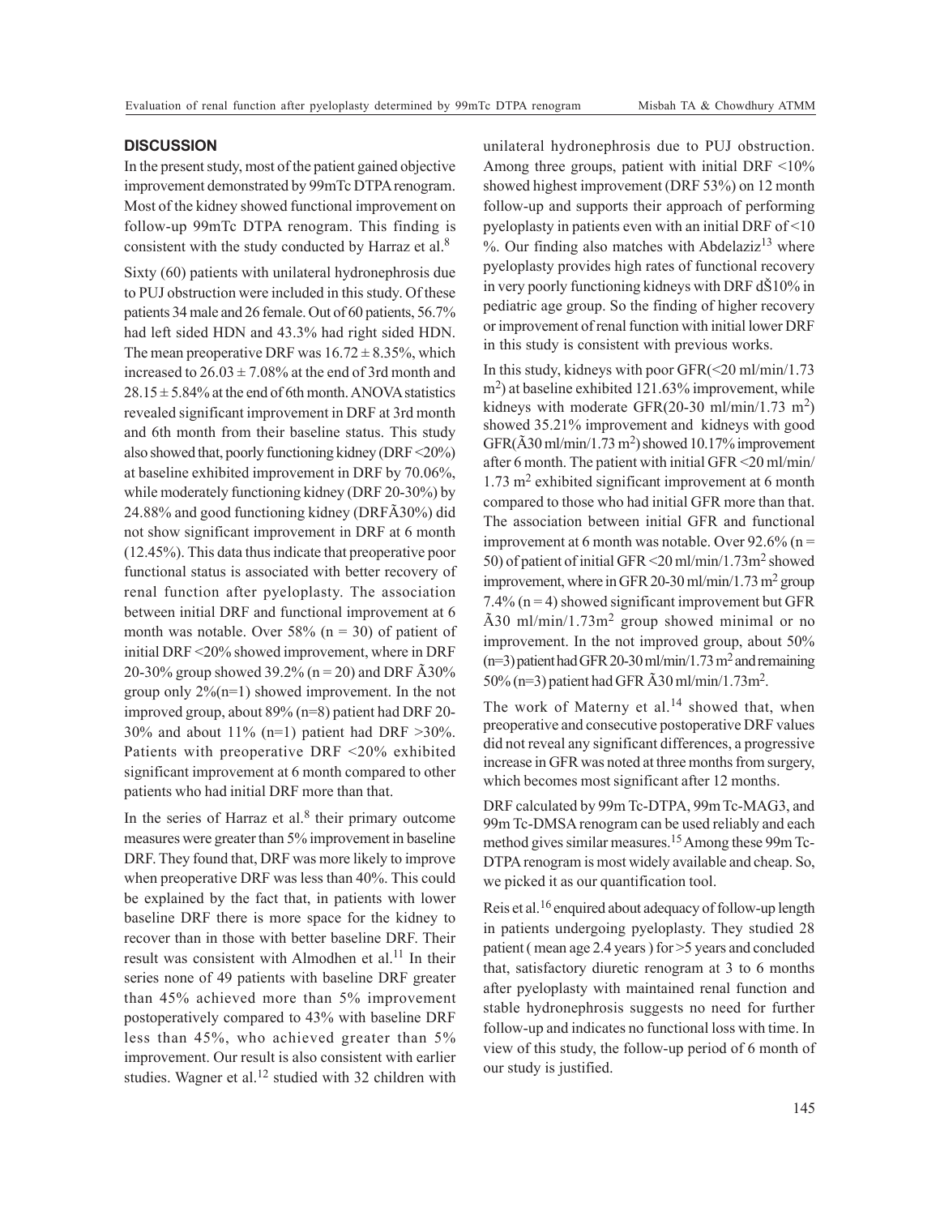## DISCUSSION

In the present study, most of the patient gained objective improvement demonstrated by 99mTc DTPA renogram. Most of the kidney showed functional improvement on follow-up 99mTc DTPA renogram. This finding is consistent with the study conducted by Harraz et al.[8]

Sixty (60) patients with unilateral hydronephrosis due to PUJ obstruction were included in this study. Of these patients 34 male and 26 female. Out of 60 patients, 56.7% had left sided HDN and 43.3% had right sided HDN. The mean preoperative DRF was $16.72 \pm 8.35\%$, which increased to $26.03 \pm 7.08\%$ at the end of 3rd month and $28.15 \pm 5.84\%$ at the end of 6th month. ANOVA statistics revealed significant improvement in DRF at 3rd month and 6th month from their baseline status. This study also showed that, poorly functioning kidney (DRF <20%) at baseline exhibited improvement in DRF by 70.06%, while moderately functioning kidney (DRF 20-30%) by 24.88% and good functioning kidney (DRFÃ30%) did not show significant improvement in DRF at 6 month (12.45%). This data thus indicate that preoperative poor functional status is associated with better recovery of renal function after pyeloplasty. The association between initial DRF and functional improvement at 6 month was notable. Over 58% (n = 30) of patient of initial DRF <20% showed improvement, where in DRF 20-30% group showed 39.2% (n = 20) and DRF Ã30% group only 2%(n=1) showed improvement. In the not improved group, about 89% (n=8) patient had DRF 20-30% and about 11% (n=1) patient had DRF >30%. Patients with preoperative DRF <20% exhibited significant improvement at 6 month compared to other patients who had initial DRF more than that.

In the series of Harraz et al.[8] their primary outcome measures were greater than 5% improvement in baseline DRF. They found that, DRF was more likely to improve when preoperative DRF was less than 40%. This could be explained by the fact that, in patients with lower baseline DRF there is more space for the kidney to recover than in those with better baseline DRF. Their result was consistent with Almodhen et al.[11] In their series none of 49 patients with baseline DRF greater than 45% achieved more than 5% improvement postoperatively compared to 43% with baseline DRF less than 45%, who achieved greater than 5% improvement. Our result is also consistent with earlier studies. Wagner et al.[12] studied with 32 children with unilateral hydronephrosis due to PUJ obstruction. Among three groups, patient with initial DRF <10% showed highest improvement (DRF 53%) on 12 month follow-up and supports their approach of performing pyeloplasty in patients even with an initial DRF of <10 %. Our finding also matches with Abdelaziz[13] where pyeloplasty provides high rates of functional recovery in very poorly functioning kidneys with DRF dŠ10% in pediatric age group. So the finding of higher recovery or improvement of renal function with initial lower DRF in this study is consistent with previous works.

In this study, kidneys with poor GFR(<20 ml/min/1.73 $m^2$) at baseline exhibited 121.63% improvement, while kidneys with moderate GFR(20-30 ml/min/1.73 $m^2$) showed 35.21% improvement and kidneys with good GFR(Ã30 ml/min/1.73 $m^2$) showed 10.17% improvement after 6 month. The patient with initial GFR <20 ml/min/ 1.73 $m^2$ exhibited significant improvement at 6 month compared to those who had initial GFR more than that. The association between initial GFR and functional improvement at 6 month was notable. Over 92.6% (n = 50) of patient of initial GFR <20 ml/min/1.73$m^2$ showed improvement, where in GFR 20-30 ml/min/1.73 $m^2$ group 7.4% (n = 4) showed significant improvement but GFR Ã30 ml/min/1.73$m^2$ group showed minimal or no improvement. In the not improved group, about 50% (n=3) patient had GFR 20-30 ml/min/1.73 $m^2$ and remaining 50% (n=3) patient had GFR Ã30 ml/min/1.73$m^2$.

The work of Materny et al.[14] showed that, when preoperative and consecutive postoperative DRF values did not reveal any significant differences, a progressive increase in GFR was noted at three months from surgery, which becomes most significant after 12 months.

DRF calculated by 99m Tc-DTPA, 99m Tc-MAG3, and 99m Tc-DMSA renogram can be used reliably and each method gives similar measures.[15] Among these 99m Tc-DTPA renogram is most widely available and cheap. So, we picked it as our quantification tool.

Reis et al.[16] enquired about adequacy of follow-up length in patients undergoing pyeloplasty. They studied 28 patient ( mean age 2.4 years ) for >5 years and concluded that, satisfactory diuretic renogram at 3 to 6 months after pyeloplasty with maintained renal function and stable hydronephrosis suggests no need for further follow-up and indicates no functional loss with time. In view of this study, the follow-up period of 6 month of our study is justified.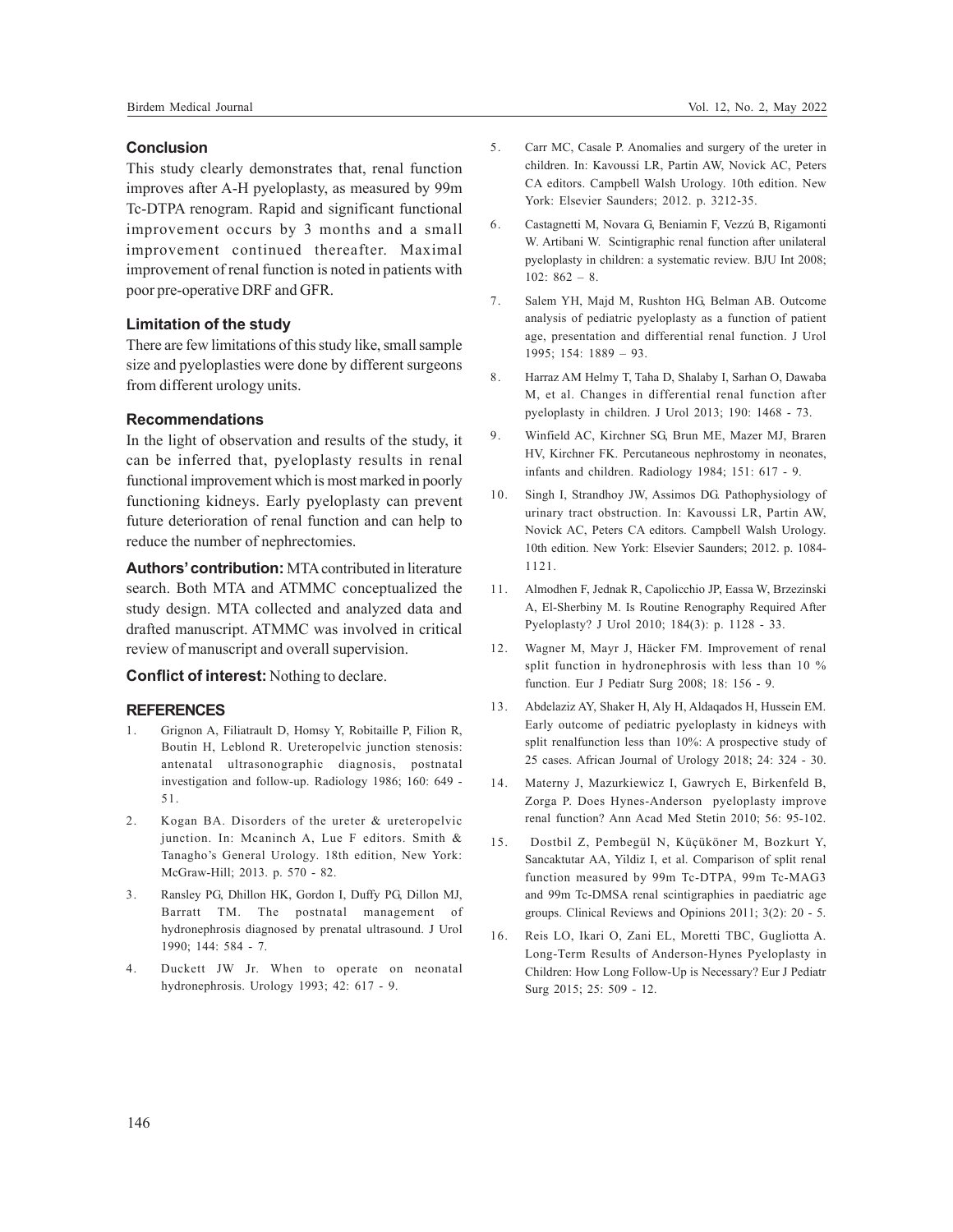## Conclusion

This study clearly demonstrates that, renal function improves after A-H pyeloplasty, as measured by 99m Tc-DTPA renogram. Rapid and significant functional improvement occurs by 3 months and a small improvement continued thereafter. Maximal improvement of renal function is noted in patients with poor pre-operative DRF and GFR.

## Limitation of the study

There are few limitations of this study like, small sample size and pyeloplasties were done by different surgeons from different urology units.

## Recommendations

In the light of observation and results of the study, it can be inferred that, pyeloplasty results in renal functional improvement which is most marked in poorly functioning kidneys. Early pyeloplasty can prevent future deterioration of renal function and can help to reduce the number of nephrectomies.

**Authors' contribution:** MTA contributed in literature search. Both MTA and ATMMC conceptualized the study design. MTA collected and analyzed data and drafted manuscript. ATMMC was involved in critical review of manuscript and overall supervision.

**Conflict of interest:** Nothing to declare.

## REFERENCES

1. Grignon A, Filiatrault D, Homsy Y, Robitaille P, Filion R, Boutin H, Leblond R. Ureteropelvic junction stenosis: antenatal ultrasonographic diagnosis, postnatal investigation and follow-up. Radiology 1986; 160: 649 - 51.
2. Kogan BA. Disorders of the ureter & ureteropelvic junction. In: Mcaninch A, Lue F editors. Smith & Tanagho's General Urology. 18th edition, New York: McGraw-Hill; 2013. p. 570 - 82.
3. Ransley PG, Dhillon HK, Gordon I, Duffy PG, Dillon MJ, Barratt TM. The postnatal management of hydronephrosis diagnosed by prenatal ultrasound. J Urol 1990; 144: 584 - 7.
4. Duckett JW Jr. When to operate on neonatal hydronephrosis. Urology 1993; 42: 617 - 9.
5. Carr MC, Casale P. Anomalies and surgery of the ureter in children. In: Kavoussi LR, Partin AW, Novick AC, Peters CA editors. Campbell Walsh Urology. 10th edition. New York: Elsevier Saunders; 2012. p. 3212-35.
6. Castagnetti M, Novara G, Beniamin F, Vezzú B, Rigamonti W. Artibani W. Scintigraphic renal function after unilateral pyeloplasty in children: a systematic review. BJU Int 2008; 102: 862 – 8.
7. Salem YH, Majd M, Rushton HG, Belman AB. Outcome analysis of pediatric pyeloplasty as a function of patient age, presentation and differential renal function. J Urol 1995; 154: 1889 – 93.
8. Harraz AM Helmy T, Taha D, Shalaby I, Sarhan O, Dawaba M, et al. Changes in differential renal function after pyeloplasty in children. J Urol 2013; 190: 1468 - 73.
9. Winfield AC, Kirchner SG, Brun ME, Mazer MJ, Braren HV, Kirchner FK. Percutaneous nephrostomy in neonates, infants and children. Radiology 1984; 151: 617 - 9.
10. Singh I, Strandhoy JW, Assimos DG. Pathophysiology of urinary tract obstruction. In: Kavoussi LR, Partin AW, Novick AC, Peters CA editors. Campbell Walsh Urology. 10th edition. New York: Elsevier Saunders; 2012. p. 1084-1121.
11. Almodhen F, Jednak R, Capolicchio JP, Eassa W, Brzezinski A, El-Sherbiny M. Is Routine Renography Required After Pyeloplasty? J Urol 2010; 184(3): p. 1128 - 33.
12. Wagner M, Mayr J, Häcker FM. Improvement of renal split function in hydronephrosis with less than 10 % function. Eur J Pediatr Surg 2008; 18: 156 - 9.
13. Abdelaziz AY, Shaker H, Aly H, Aldaqados H, Hussein EM. Early outcome of pediatric pyeloplasty in kidneys with split renalfunction less than 10%: A prospective study of 25 cases. African Journal of Urology 2018; 24: 324 - 30.
14. Materny J, Mazurkiewicz I, Gawrych E, Birkenfeld B, Zorga P. Does Hynes-Anderson pyeloplasty improve renal function? Ann Acad Med Stetin 2010; 56: 95-102.
15. Dostbil Z, Pembegül N, Küçüköner M, Bozkurt Y, Sancaktutar AA, Yildiz I, et al. Comparison of split renal function measured by 99m Tc-DTPA, 99m Tc-MAG3 and 99m Tc-DMSA renal scintigraphies in paediatric age groups. Clinical Reviews and Opinions 2011; 3(2): 20 - 5.
16. Reis LO, Ikari O, Zani EL, Moretti TBC, Gugliotta A. Long-Term Results of Anderson-Hynes Pyeloplasty in Children: How Long Follow-Up is Necessary? Eur J Pediatr Surg 2015; 25: 509 - 12.